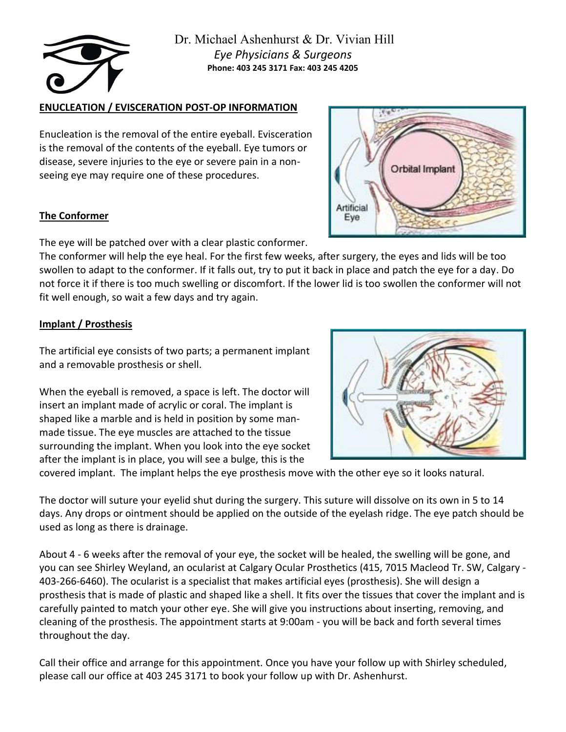Dr. Michael Ashenhurst & Dr. Vivian Hill

*Eye Physicians & Surgeons*

**Phone: 403 245 3171 Fax: 403 245 4205**

## ENUCLEATION / EVISCERATION POST-OP INFORMATION

Enucleation is the removal of the entire eyeball. Evisceration is the removal of the contents of the eyeball. Eye tumors or disease, severe injuries to the eye or severe pain in a non-seeing eye may require one of these procedures.

### The Conformer

The eye will be patched over with a clear plastic conformer. The conformer will help the eye heal. For the first few weeks, after surgery, the eyes and lids will be too swollen to adapt to the conformer. If it falls out, try to put it back in place and patch the eye for a day. Do not force it if there is too much swelling or discomfort. If the lower lid is too swollen the conformer will not fit well enough, so wait a few days and try again.

### Implant / Prosthesis

The artificial eye consists of two parts; a permanent implant and a removable prosthesis or shell.

When the eyeball is removed, a space is left. The doctor will insert an implant made of acrylic or coral. The implant is shaped like a marble and is held in position by some man-made tissue. The eye muscles are attached to the tissue surrounding the implant. When you look into the eye socket after the implant is in place, you will see a bulge, this is the covered implant. The implant helps the eye prosthesis move with the other eye so it looks natural.

The doctor will suture your eyelid shut during the surgery. This suture will dissolve on its own in 5 to 14 days. Any drops or ointment should be applied on the outside of the eyelash ridge. The eye patch should be used as long as there is drainage.

About 4 - 6 weeks after the removal of your eye, the socket will be healed, the swelling will be gone, and you can see Shirley Weyland, an ocularist at Calgary Ocular Prosthetics (415, 7015 Macleod Tr. SW, Calgary - 403-266-6460). The ocularist is a specialist that makes artificial eyes (prosthesis). She will design a prosthesis that is made of plastic and shaped like a shell. It fits over the tissues that cover the implant and is carefully painted to match your other eye. She will give you instructions about inserting, removing, and cleaning of the prosthesis. The appointment starts at 9:00am - you will be back and forth several times throughout the day.

Call their office and arrange for this appointment. Once you have your follow up with Shirley scheduled, please call our office at 403 245 3171 to book your follow up with Dr. Ashenhurst.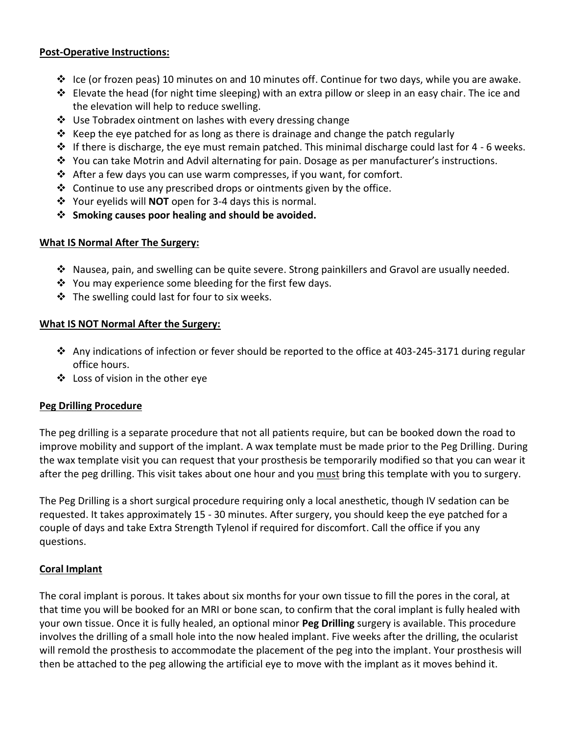**Post-Operative Instructions:**

- Ice (or frozen peas) 10 minutes on and 10 minutes off. Continue for two days, while you are awake.
- Elevate the head (for night time sleeping) with an extra pillow or sleep in an easy chair. The ice and the elevation will help to reduce swelling.
- Use Tobradex ointment on lashes with every dressing change
- Keep the eye patched for as long as there is drainage and change the patch regularly
- If there is discharge, the eye must remain patched. This minimal discharge could last for 4 - 6 weeks.
- You can take Motrin and Advil alternating for pain. Dosage as per manufacturer's instructions.
- After a few days you can use warm compresses, if you want, for comfort.
- Continue to use any prescribed drops or ointments given by the office.
- Your eyelids will **NOT** open for 3-4 days this is normal.
- **Smoking causes poor healing and should be avoided.**

**What IS Normal After The Surgery:**

- Nausea, pain, and swelling can be quite severe. Strong painkillers and Gravol are usually needed.
- You may experience some bleeding for the first few days.
- The swelling could last for four to six weeks.

**What IS NOT Normal After the Surgery:**

- Any indications of infection or fever should be reported to the office at 403-245-3171 during regular office hours.
- Loss of vision in the other eye

**Peg Drilling Procedure**

The peg drilling is a separate procedure that not all patients require, but can be booked down the road to improve mobility and support of the implant. A wax template must be made prior to the Peg Drilling. During the wax template visit you can request that your prosthesis be temporarily modified so that you can wear it after the peg drilling. This visit takes about one hour and you <u>must</u> bring this template with you to surgery.

The Peg Drilling is a short surgical procedure requiring only a local anesthetic, though IV sedation can be requested. It takes approximately 15 - 30 minutes. After surgery, you should keep the eye patched for a couple of days and take Extra Strength Tylenol if required for discomfort. Call the office if you any questions.

**Coral Implant**

The coral implant is porous. It takes about six months for your own tissue to fill the pores in the coral, at that time you will be booked for an MRI or bone scan, to confirm that the coral implant is fully healed with your own tissue. Once it is fully healed, an optional minor **Peg Drilling** surgery is available. This procedure involves the drilling of a small hole into the now healed implant. Five weeks after the drilling, the ocularist will remold the prosthesis to accommodate the placement of the peg into the implant. Your prosthesis will then be attached to the peg allowing the artificial eye to move with the implant as it moves behind it.